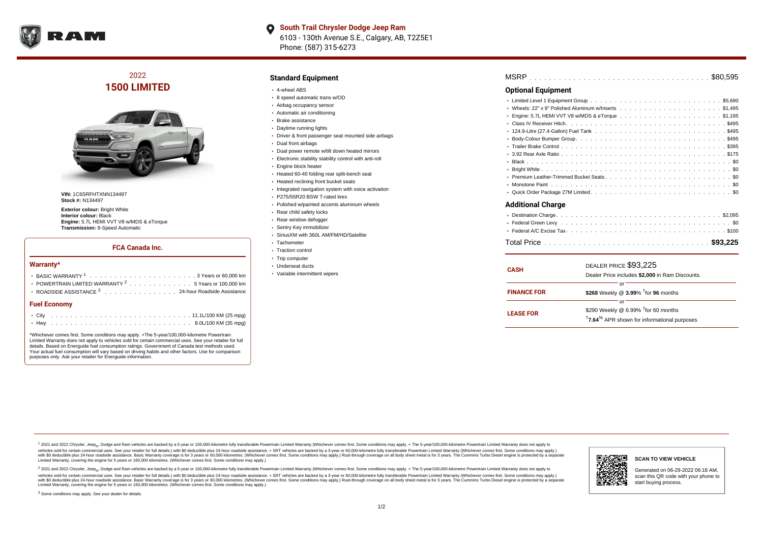**South Trail Chrysler Dodge Jeep Ram**
6103 - 130th Avenue S.E., Calgary, AB, T2Z5E1
Phone: (587) 315-6273

# 2022
# 1500 LIMITED

**VIN:** 1C6SRFHTXNN134497
**Stock #:** N134497

**Exterior colour:** Bright White
**Interior colour:** Black
**Engine:** 5.7L HEMI VVT V8 w/MDS & eTorque
**Transmission:** 8-Speed Automatic

### FCA Canada Inc.

#### Warranty*

- BASIC WARRANTY [1] . . . . . 3 Years or 60,000 km
- POWERTRAIN LIMITED WARRANTY [2] . . . . . 5 Years or 100,000 km
- ROADSIDE ASSISTANCE [3] . . . . . 24-hour Roadside Assistance

#### Fuel Economy

- City . . . . . 11.1L/100 KM (25 mpg)
- Hwy . . . . . 8.0L/100 KM (35 mpg)

*Whichever comes first. Some conditions may apply. +The 5-year/100,000-kilometre Powertrain Limited Warranty does not apply to vehicles sold for certain commercial uses. See your retailer for full details. Based on Energuide fuel consumption ratings. Government of Canada test methods used. Your actual fuel consumption will vary based on driving habits and other factors. Use for comparison purposes only. Ask your retailer for Energuide information.

## Standard Equipment

- 4-wheel ABS
- 8 speed automatic trans w/OD
- Airbag occupancy sensor
- Automatic air conditioning
- Brake assistance
- Daytime running lights
- Driver & front passenger seat mounted side airbags
- Dual front airbags
- Dual power remote w/tilt down heated mirrors
- Electronic stability stability control with anti-roll
- Engine block heater
- Heated 60-40 folding rear split-bench seat
- Heated reclining front bucket seats
- Integrated navigation system with voice activation
- P275/55R20 BSW T-rated tires
- Polished w/painted accents aluminum wheels
- Rear child safety locks
- Rear window defogger
- Sentry Key immobilizer
- SiriusXM with 360L AM/FM/HD/Satellite
- Tachometer
- Traction control
- Trip computer
- Underseat ducts
- Variable intermittent wipers

MSRP . . . . . $80,595

## Optional Equipment

- Limited Level 1 Equipment Group . . . . . $5,690
- Wheels: 22" x 9" Polished Aluminum w/Inserts . . . . . $1,495
- Engine: 5.7L HEMI VVT V8 w/MDS & eTorque . . . . . $1,195
- Class IV Receiver Hitch . . . . . $495
- 124.9-Litre (27.4-Gallon) Fuel Tank . . . . . $495
- Body-Colour Bumper Group . . . . . $495
- Trailer Brake Control . . . . . $395
- 3.92 Rear Axle Ratio . . . . . $175
- Black . . . . . $0
- Bright White . . . . . $0
- Premium Leather-Trimmed Bucket Seats . . . . . $0
- Monotone Paint . . . . . $0
- Quick Order Package 27M Limited . . . . . $0

## Additional Charge

- Destination Charge . . . . . $2,095
- Federal Green Levy . . . . . $0
- Federal A/C Excise Tax . . . . . $100

Total Price . . . . . **$93,225**

| | |
|---|---|
| **CASH** | DEALER PRICE $93,225<br>Dealer Price includes **$2,000** in Ram Discounts. |
| | or |
| **FINANCE FOR** | **$268** Weekly @ **3.99**% †for **96** months |
| | or |
| **LEASE FOR** | $290 Weekly @ 6.99% †for 60 months<br>†**7.64**% APR shown for informational purposes |

[1] 2021 and 2022 Chrysler, Jeep®, Dodge and Ram vehicles are backed by a 5-year or 100,000-kilometre fully transferable Powertrain Limited Warranty (Whichever comes first. Some conditions may apply. + The 5-year/100,000-kilometre Powertrain Limited Warranty does not apply to vehicles sold for certain commercial uses. See your retailer for full details.) with $0 deductible plus 24-hour roadside assistance. + SRT vehicles are backed by a 3-year or 60,000-kilometre fully transferable Powertrain Limited Warranty (Whichever comes first. Some conditions may apply.) with $0 deductible plus 24-hour roadside assistance. Basic Warranty coverage is for 3 years or 60,000 kilometres. (Whichever comes first. Some conditions may apply.) Rust-through coverage on all body sheet metal is for 3 years. The Cummins Turbo Diesel engine is protected by a separate Limited Warranty, covering the engine for 5 years or 160,000 kilometres. (Whichever comes first. Some conditions may apply.)

[2] 2021 and 2022 Chrysler, Jeep®, Dodge and Ram vehicles are backed by a 5-year or 100,000-kilometre fully transferable Powertrain Limited Warranty (Whichever comes first. Some conditions may apply. + The 5-year/100,000-kilometre Powertrain Limited Warranty does not apply to vehicles sold for certain commercial uses. See your retailer for full details.) with $0 deductible plus 24-hour roadside assistance. + SRT vehicles are backed by a 3-year or 60,000-kilometre fully transferable Powertrain Limited Warranty (Whichever comes first. Some conditions may apply.) with $0 deductible plus 24-hour roadside assistance. Basic Warranty coverage is for 3 years or 60,000 kilometres. (Whichever comes first. Some conditions may apply.) Rust-through coverage on all body sheet metal is for 3 years. The Cummins Turbo Diesel engine is protected by a separate Limited Warranty, covering the engine for 5 years or 160,000 kilometres. (Whichever comes first. Some conditions may apply.)

[3] Some conditions may apply. See your dealer for details.

**SCAN TO VIEW VEHICLE**

Generated on 06-29-2022 06:18 AM, scan this QR code with your phone to start buying process.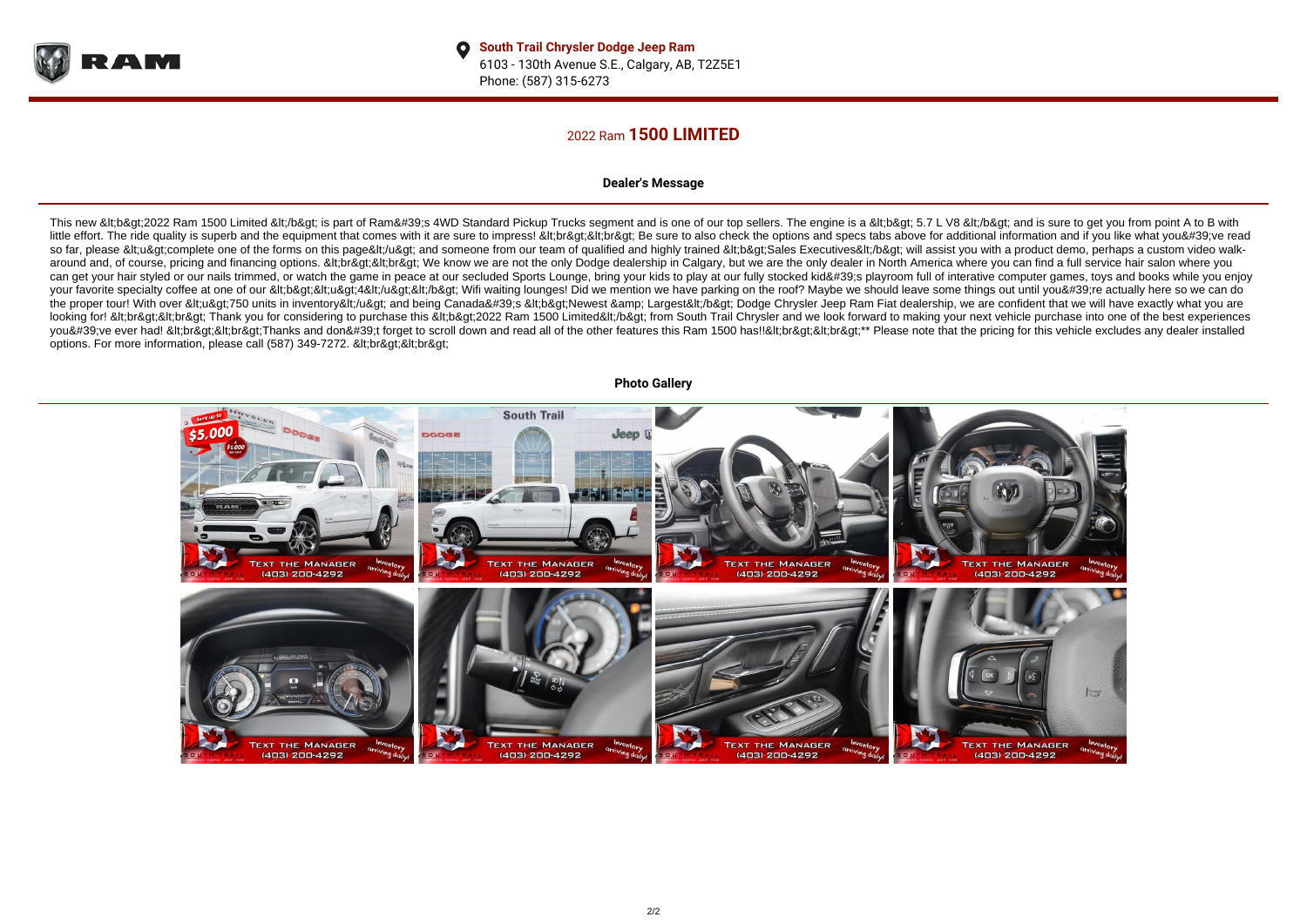South Trail Chrysler Dodge Jeep Ram
6103 - 130th Avenue S.E., Calgary, AB, T2Z5E1
Phone: (587) 315-6273

# 2022 Ram **1500 LIMITED**

## Dealer's Message

This new &lt;b&gt;2022 Ram 1500 Limited &lt;/b&gt; is part of Ram&#39;s 4WD Standard Pickup Trucks segment and is one of our top sellers. The engine is a &lt;b&gt; 5.7 L V8 &lt;/b&gt; and is sure to get you from point A to B with little effort. The ride quality is superb and the equipment that comes with it are sure to impress! &lt;br&gt;&lt;br&gt; Be sure to also check the options and specs tabs above for additional information and if you like what you&#39;ve read so far, please &lt;u&gt;complete one of the forms on this page&lt;/u&gt; and someone from our team of qualified and highly trained &lt;b&gt;Sales Executives&lt;/b&gt; will assist you with a product demo, perhaps a custom video walk-around and, of course, pricing and financing options. &lt;br&gt;&lt;br&gt; We know we are not the only Dodge dealership in Calgary, but we are the only dealer in North America where you can find a full service hair salon where you can get your hair styled or our nails trimmed, or watch the game in peace at our secluded Sports Lounge, bring your kids to play at our fully stocked kid&#39;s playroom full of interative computer games, toys and books while you enjoy your favorite specialty coffee at one of our &lt;b&gt;&lt;u&gt;4&lt;/u&gt;&lt;/b&gt; Wifi waiting lounges! Did we mention we have parking on the roof? Maybe we should leave some things out until you&#39;re actually here so we can do the proper tour! With over &lt;u&gt;750 units in inventory&lt;/u&gt; and being Canada&#39;s &lt;b&gt;Newest &amp; Largest&lt;/b&gt; Dodge Chrysler Jeep Ram Fiat dealership, we are confident that we will have exactly what you are looking for! &lt;br&gt;&lt;br&gt; Thank you for considering to purchase this &lt;b&gt;2022 Ram 1500 Limited&lt;/b&gt; from South Trail Chrysler and we look forward to making your next vehicle purchase into one of the best experiences you&#39;ve ever had! &lt;br&gt;&lt;br&gt;Thanks and don&#39;t forget to scroll down and read all of the other features this Ram 1500 has!!&lt;br&gt;&lt;br&gt;** Please note that the pricing for this vehicle excludes any dealer installed options. For more information, please call (587) 349-7272. &lt;br&gt;&lt;br&gt;

## Photo Gallery